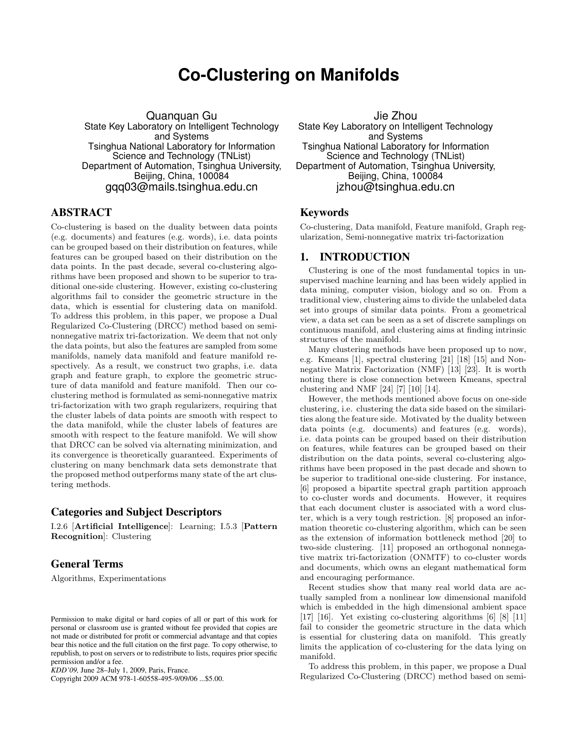# Co-Clustering on Manifolds

Quanquan Gu
State Key Laboratory on Intelligent Technology and Systems
Tsinghua National Laboratory for Information Science and Technology (TNList)
Department of Automation, Tsinghua University, Beijing, China, 100084
gqq03@mails.tsinghua.edu.cn

Jie Zhou
State Key Laboratory on Intelligent Technology and Systems
Tsinghua National Laboratory for Information Science and Technology (TNList)
Department of Automation, Tsinghua University, Beijing, China, 100084
jzhou@tsinghua.edu.cn

## ABSTRACT

Co-clustering is based on the duality between data points (e.g. documents) and features (e.g. words), i.e. data points can be grouped based on their distribution on features, while features can be grouped based on their distribution on the data points. In the past decade, several co-clustering algorithms have been proposed and shown to be superior to traditional one-side clustering. However, existing co-clustering algorithms fail to consider the geometric structure in the data, which is essential for clustering data on manifold. To address this problem, in this paper, we propose a Dual Regularized Co-Clustering (DRCC) method based on semi-nonnegative matrix tri-factorization. We deem that not only the data points, but also the features are sampled from some manifolds, namely data manifold and feature manifold respectively. As a result, we construct two graphs, i.e. data graph and feature graph, to explore the geometric structure of data manifold and feature manifold. Then our co-clustering method is formulated as semi-nonnegative matrix tri-factorization with two graph regularizers, requiring that the cluster labels of data points are smooth with respect to the data manifold, while the cluster labels of features are smooth with respect to the feature manifold. We will show that DRCC can be solved via alternating minimization, and its convergence is theoretically guaranteed. Experiments of clustering on many benchmark data sets demonstrate that the proposed method outperforms many state of the art clustering methods.

## Categories and Subject Descriptors

I.2.6 [**Artificial Intelligence**]: Learning; I.5.3 [**Pattern Recognition**]: Clustering

## General Terms

Algorithms, Experimentations

Permission to make digital or hard copies of all or part of this work for personal or classroom use is granted without fee provided that copies are not made or distributed for profit or commercial advantage and that copies bear this notice and the full citation on the first page. To copy otherwise, to republish, to post on servers or to redistribute to lists, requires prior specific permission and/or a fee.
*KDD'09,* June 28–July 1, 2009, Paris, France.
Copyright 2009 ACM 978-1-60558-495-9/09/06 ...$5.00.

## Keywords

Co-clustering, Data manifold, Feature manifold, Graph regularization, Semi-nonnegative matrix tri-factorization

## 1. INTRODUCTION

Clustering is one of the most fundamental topics in unsupervised machine learning and has been widely applied in data mining, computer vision, biology and so on. From a traditional view, clustering aims to divide the unlabeled data set into groups of similar data points. From a geometrical view, a data set can be seen as a set of discrete samplings on continuous manifold, and clustering aims at finding intrinsic structures of the manifold.

Many clustering methods have been proposed up to now, e.g. Kmeans [1], spectral clustering [21] [18] [15] and Nonnegative Matrix Factorization (NMF) [13] [23]. It is worth noting there is close connection between Kmeans, spectral clustering and NMF [24] [7] [10] [14].

However, the methods mentioned above focus on one-side clustering, i.e. clustering the data side based on the similarities along the feature side. Motivated by the duality between data points (e.g. documents) and features (e.g. words), i.e. data points can be grouped based on their distribution on features, while features can be grouped based on their distribution on the data points, several co-clustering algorithms have been proposed in the past decade and shown to be superior to traditional one-side clustering. For instance, [6] proposed a bipartite spectral graph partition approach to co-cluster words and documents. However, it requires that each document cluster is associated with a word cluster, which is a very tough restriction. [8] proposed an information theoretic co-clustering algorithm, which can be seen as the extension of information bottleneck method [20] to two-side clustering. [11] proposed an orthogonal nonnegative matrix tri-factorization (ONMTF) to co-cluster words and documents, which owns an elegant mathematical form and encouraging performance.

Recent studies show that many real world data are actually sampled from a nonlinear low dimensional manifold which is embedded in the high dimensional ambient space [17] [16]. Yet existing co-clustering algorithms [6] [8] [11] fail to consider the geometric structure in the data which is essential for clustering data on manifold. This greatly limits the application of co-clustering for the data lying on manifold.

To address this problem, in this paper, we propose a Dual Regularized Co-Clustering (DRCC) method based on semi-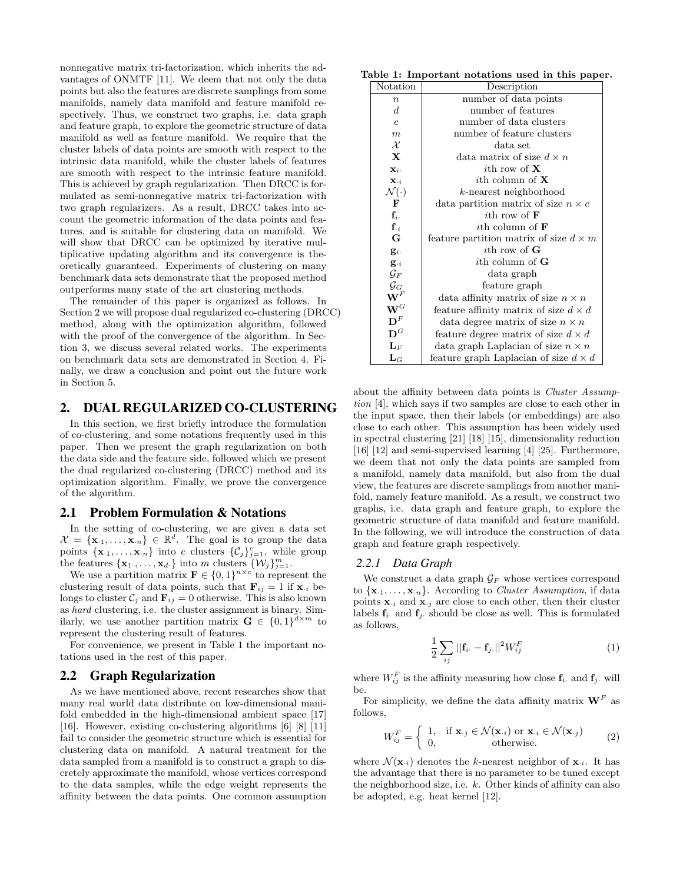nonnegative matrix tri-factorization, which inherits the advantages of ONMTF [11]. We deem that not only the data points but also the features are discrete samplings from some manifolds, namely data manifold and feature manifold respectively. Thus, we construct two graphs, i.e. data graph and feature graph, to explore the geometric structure of data manifold as well as feature manifold. We require that the cluster labels of data points are smooth with respect to the intrinsic data manifold, while the cluster labels of features are smooth with respect to the intrinsic feature manifold. This is achieved by graph regularization. Then DRCC is formulated as semi-nonnegative matrix tri-factorization with two graph regularizers. As a result, DRCC takes into account the geometric information of the data points and features, and is suitable for clustering data on manifold. We will show that DRCC can be optimized by iterative multiplicative updating algorithm and its convergence is theoretically guaranteed. Experiments of clustering on many benchmark data sets demonstrate that the proposed method outperforms many state of the art clustering methods.

The remainder of this paper is organized as follows. In Section 2 we will propose dual regularized co-clustering (DRCC) method, along with the optimization algorithm, followed with the proof of the convergence of the algorithm. In Section 3, we discuss several related works. The experiments on benchmark data sets are demonstrated in Section 4. Finally, we draw a conclusion and point out the future work in Section 5.

## 2. DUAL REGULARIZED CO-CLUSTERING

In this section, we first briefly introduce the formulation of co-clustering, and some notations frequently used in this paper. Then we present the graph regularization on both the data side and the feature side, followed which we present the dual regularized co-clustering (DRCC) method and its optimization algorithm. Finally, we prove the convergence of the algorithm.

### 2.1 Problem Formulation & Notations

In the setting of co-clustering, we are given a data set $\mathcal{X} = \{\mathbf{x}_{\cdot 1}, \ldots, \mathbf{x}_{\cdot n}\} \in \mathbb{R}^d$. The goal is to group the data points $\{\mathbf{x}_{\cdot 1}, \ldots, \mathbf{x}_{\cdot n}\}$ into $c$ clusters $\{\mathcal{C}_j\}_{j=1}^c$, while group the features $\{\mathbf{x}_{1\cdot}, \ldots, \mathbf{x}_{d\cdot}\}$ into $m$ clusters $\{\mathcal{W}_j\}_{j=1}^m$.

We use a partition matrix $\mathbf{F} \in \{0,1\}^{n \times c}$ to represent the clustering result of data points, such that $\mathbf{F}_{ij} = 1$ if $\mathbf{x}_{\cdot i}$ belongs to cluster $\mathcal{C}_j$ and $\mathbf{F}_{ij} = 0$ otherwise. This is also known as *hard* clustering, i.e. the cluster assignment is binary. Similarly, we use another partition matrix $\mathbf{G} \in \{0,1\}^{d \times m}$ to represent the clustering result of features.

For convenience, we present in Table 1 the important notations used in the rest of this paper.

**Table 1: Important notations used in this paper.**

| Notation | Description |
|---|---|
| $n$ | number of data points |
| $d$ | number of features |
| $c$ | number of data clusters |
| $m$ | number of feature clusters |
| $\mathcal{X}$ | data set |
| $\mathbf{X}$ | data matrix of size $d \times n$ |
| $\mathbf{x}_{i\cdot}$ | $i$th row of $\mathbf{X}$ |
| $\mathbf{x}_{\cdot i}$ | $i$th column of $\mathbf{X}$ |
| $\mathcal{N}(\cdot)$ | $k$-nearest neighborhood |
| $\mathbf{F}$ | data partition matrix of size $n \times c$ |
| $\mathbf{f}_{i\cdot}$ | $i$th row of $\mathbf{F}$ |
| $\mathbf{f}_{\cdot i}$ | $i$th column of $\mathbf{F}$ |
| $\mathbf{G}$ | feature partition matrix of size $d \times m$ |
| $\mathbf{g}_{i\cdot}$ | $i$th row of $\mathbf{G}$ |
| $\mathbf{g}_{\cdot i}$ | $i$th column of $\mathbf{G}$ |
| $\mathcal{G}_F$ | data graph |
| $\mathcal{G}_G$ | feature graph |
| $\mathbf{W}^F$ | data affinity matrix of size $n \times n$ |
| $\mathbf{W}^G$ | feature affinity matrix of size $d \times d$ |
| $\mathbf{D}^F$ | data degree matrix of size $n \times n$ |
| $\mathbf{D}^G$ | feature degree matrix of size $d \times d$ |
| $\mathbf{L}_F$ | data graph Laplacian of size $n \times n$ |
| $\mathbf{L}_G$ | feature graph Laplacian of size $d \times d$ |

### 2.2 Graph Regularization

As we have mentioned above, recent researches show that many real world data distribute on low-dimensional manifold embedded in the high-dimensional ambient space [17] [16]. However, existing co-clustering algorithms [6] [8] [11] fail to consider the geometric structure which is essential for clustering data on manifold. A natural treatment for the data sampled from a manifold is to construct a graph to discretely approximate the manifold, whose vertices correspond to the data samples, while the edge weight represents the affinity between the data points. One common assumption about the affinity between data points is *Cluster Assumption* [4], which says if two samples are close to each other in the input space, then their labels (or embeddings) are also close to each other. This assumption has been widely used in spectral clustering [21] [18] [15], dimensionality reduction [16] [12] and semi-supervised learning [4] [25]. Furthermore, we deem that not only the data points are sampled from a manifold, namely data manifold, but also from the dual view, the features are discrete samplings from another manifold, namely feature manifold. As a result, we construct two graphs, i.e. data graph and feature graph, to explore the geometric structure of data manifold and feature manifold. In the following, we will introduce the construction of data graph and feature graph respectively.

#### 2.2.1 Data Graph

We construct a data graph $\mathcal{G}_F$ whose vertices correspond to $\{\mathbf{x}_{\cdot 1}, \ldots, \mathbf{x}_{\cdot n}\}$. According to *Cluster Assumption*, if data points $\mathbf{x}_{\cdot i}$ and $\mathbf{x}_{\cdot j}$ are close to each other, then their cluster labels $\mathbf{f}_{i\cdot}$ and $\mathbf{f}_{j\cdot}$ should be close as well. This is formulated as follows,

$$\frac{1}{2} \sum_{ij} ||\mathbf{f}_{i\cdot} - \mathbf{f}_{j\cdot}||^2 W_{ij}^F \tag{1}$$

where $W_{ij}^F$ is the affinity measuring how close $\mathbf{f}_{i\cdot}$ and $\mathbf{f}_{j\cdot}$ will be.

For simplicity, we define the data affinity matrix $\mathbf{W}^F$ as follows,

$$W_{ij}^F = \begin{cases} 1, & \text{if } \mathbf{x}_{\cdot j} \in \mathcal{N}(\mathbf{x}_{\cdot i}) \text{ or } \mathbf{x}_{\cdot i} \in \mathcal{N}(\mathbf{x}_{\cdot j}) \\ 0, & \text{otherwise.} \end{cases} \tag{2}$$

where $\mathcal{N}(\mathbf{x}_{\cdot i})$ denotes the $k$-nearest neighbor of $\mathbf{x}_{\cdot i}$. It has the advantage that there is no parameter to be tuned except the neighborhood size, i.e. $k$. Other kinds of affinity can also be adopted, e.g. heat kernel [12].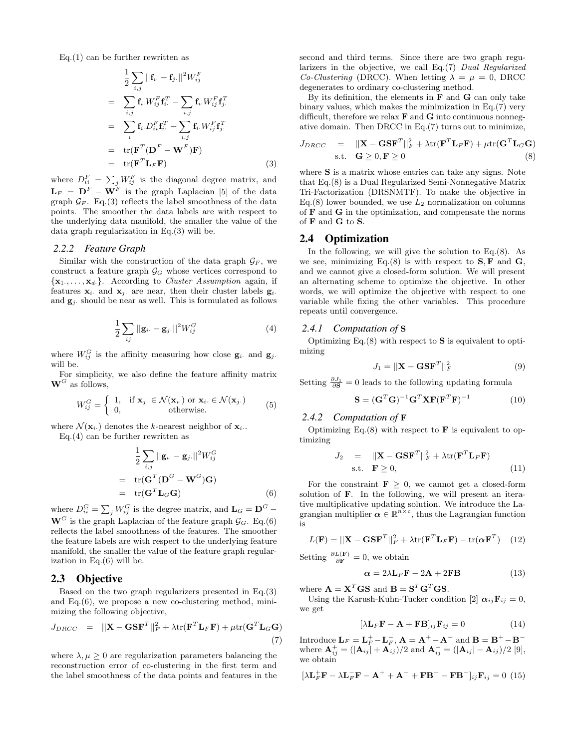Eq.(1) can be further rewritten as

$$
\begin{aligned}
& \frac{1}{2}\sum_{i,j} ||\mathbf{f}_{i\cdot} - \mathbf{f}_{j\cdot}||^2 W_{ij}^F \\
= & \sum_{i,j} \mathbf{f}_{i\cdot} W_{ij}^F \mathbf{f}_{i\cdot}^T - \sum_{i,j} \mathbf{f}_{i\cdot} W_{ij}^F \mathbf{f}_{j\cdot}^T \\
= & \sum_{i} \mathbf{f}_{i\cdot} D_{ii}^F \mathbf{f}_{i\cdot}^T - \sum_{i,j} \mathbf{f}_{i\cdot} W_{ij}^F \mathbf{f}_{j\cdot}^T \\
= & \operatorname{tr}(\mathbf{F}^T(\mathbf{D}^F - \mathbf{W}^F)\mathbf{F}) \\
= & \operatorname{tr}(\mathbf{F}^T \mathbf{L}_F \mathbf{F}) \qquad (3)
\end{aligned}
$$

where $D_{ii}^F = \sum_j W_{ij}^F$ is the diagonal degree matrix, and $\mathbf{L}_F = \mathbf{D}^F - \mathbf{W}^F$ is the graph Laplacian [5] of the data graph $\mathcal{G}_F$. Eq.(3) reflects the label smoothness of the data points. The smoother the data labels are with respect to the underlying data manifold, the smaller the value of the data graph regularization in Eq.(3) will be.

### 2.2.2 Feature Graph

Similar with the construction of the data graph $\mathcal{G}_F$, we construct a feature graph $\mathcal{G}_G$ whose vertices correspond to $\{\mathbf{x}_{1\cdot}, \ldots, \mathbf{x}_{d\cdot}\}$. According to *Cluster Assumption* again, if features $\mathbf{x}_{i\cdot}$ and $\mathbf{x}_{j\cdot}$ are near, then their cluster labels $\mathbf{g}_{i\cdot}$ and $\mathbf{g}_{j\cdot}$ should be near as well. This is formulated as follows

$$
\frac{1}{2}\sum_{ij} ||\mathbf{g}_{i\cdot} - \mathbf{g}_{j\cdot}||^2 W_{ij}^G \qquad (4)
$$

where $W_{ij}^G$ is the affinity measuring how close $\mathbf{g}_{i\cdot}$ and $\mathbf{g}_{j\cdot}$ will be.

For simplicity, we also define the feature affinity matrix $\mathbf{W}^G$ as follows,

$$
W_{ij}^G = \begin{cases} 1, & \text{if } \mathbf{x}_{j\cdot} \in \mathcal{N}(\mathbf{x}_{i\cdot}) \text{ or } \mathbf{x}_{i\cdot} \in \mathcal{N}(\mathbf{x}_{j\cdot}) \\ 0, & \text{otherwise.} \end{cases} \qquad (5)
$$

where $\mathcal{N}(\mathbf{x}_{i\cdot})$ denotes the $k$-nearest neighbor of $\mathbf{x}_{i\cdot}$.

Eq.(4) can be further rewritten as

$$
\begin{aligned}
& \frac{1}{2}\sum_{i,j} ||\mathbf{g}_{i\cdot} - \mathbf{g}_{j\cdot}||^2 W_{ij}^G \\
= & \operatorname{tr}(\mathbf{G}^T(\mathbf{D}^G - \mathbf{W}^G)\mathbf{G}) \\
= & \operatorname{tr}(\mathbf{G}^T \mathbf{L}_G \mathbf{G}) \qquad (6)
\end{aligned}
$$

where $D_{ii}^G = \sum_j W_{ij}^G$ is the degree matrix, and $\mathbf{L}_G = \mathbf{D}^G - \mathbf{W}^G$ is the graph Laplacian of the feature graph $\mathcal{G}_G$. Eq.(6) reflects the label smoothness of the features. The smoother the feature labels are with respect to the underlying feature manifold, the smaller the value of the feature graph regularization in Eq.(6) will be.

## 2.3 Objective

Based on the two graph regularizers presented in Eq.(3) and Eq.(6), we propose a new co-clustering method, minimizing the following objective,

$$
J_{DRCC} = ||\mathbf{X} - \mathbf{G}\mathbf{S}\mathbf{F}^T||_F^2 + \lambda \operatorname{tr}(\mathbf{F}^T \mathbf{L}_F \mathbf{F}) + \mu \operatorname{tr}(\mathbf{G}^T \mathbf{L}_G \mathbf{G}) \qquad (7)
$$

where $\lambda, \mu \geq 0$ are regularization parameters balancing the reconstruction error of co-clustering in the first term and the label smoothness of the data points and features in the second and third terms. Since there are two graph regularizers in the objective, we call Eq.(7) *Dual Regularized Co-Clustering* (DRCC). When letting $\lambda = \mu = 0$, DRCC degenerates to ordinary co-clustering method.

By its definition, the elements in $\mathbf{F}$ and $\mathbf{G}$ can only take binary values, which makes the minimization in Eq.(7) very difficult, therefore we relax $\mathbf{F}$ and $\mathbf{G}$ into continuous nonnegative domain. Then DRCC in Eq.(7) turns out to minimize,

$$
\begin{aligned}
J_{DRCC} = & ||\mathbf{X} - \mathbf{G}\mathbf{S}\mathbf{F}^T||_F^2 + \lambda \operatorname{tr}(\mathbf{F}^T \mathbf{L}_F \mathbf{F}) + \mu \operatorname{tr}(\mathbf{G}^T \mathbf{L}_G \mathbf{G}) \\
\text{s.t.} \quad & \mathbf{G} \geq 0, \mathbf{F} \geq 0 \qquad (8)
\end{aligned}
$$

where $\mathbf{S}$ is a matrix whose entries can take any signs. Note that Eq.(8) is a Dual Regularized Semi-Nonnegative Matrix Tri-Factorization (DRSNMTF). To make the objective in Eq.(8) lower bounded, we use $L_2$ normalization on columns of $\mathbf{F}$ and $\mathbf{G}$ in the optimization, and compensate the norms of $\mathbf{F}$ and $\mathbf{G}$ to $\mathbf{S}$.

## 2.4 Optimization

In the following, we will give the solution to Eq.(8). As we see, minimizing Eq.(8) is with respect to $\mathbf{S}, \mathbf{F}$ and $\mathbf{G}$, and we cannot give a closed-form solution. We will present an alternating scheme to optimize the objective. In other words, we will optimize the objective with respect to one variable while fixing the other variables. This procedure repeats until convergence.

### 2.4.1 Computation of S

Optimizing Eq.(8) with respect to $\mathbf{S}$ is equivalent to optimizing

$$
J_1 = ||\mathbf{X} - \mathbf{G}\mathbf{S}\mathbf{F}^T||_F^2 \qquad (9)
$$

Setting $\frac{\partial J_1}{\partial \mathbf{S}} = 0$ leads to the following updating formula

$$
\mathbf{S} = (\mathbf{G}^T\mathbf{G})^{-1}\mathbf{G}^T\mathbf{X}\mathbf{F}(\mathbf{F}^T\mathbf{F})^{-1} \qquad (10)
$$

### 2.4.2 Computation of F

Optimizing Eq.(8) with respect to $\mathbf{F}$ is equivalent to optimizing

$$
\begin{aligned}
J_2 = & ||\mathbf{X} - \mathbf{G}\mathbf{S}\mathbf{F}^T||_F^2 + \lambda \operatorname{tr}(\mathbf{F}^T \mathbf{L}_F \mathbf{F}) \\
\text{s.t.} \quad & \mathbf{F} \geq 0, \qquad (11)
\end{aligned}
$$

For the constraint $\mathbf{F} \geq 0$, we cannot get a closed-form solution of $\mathbf{F}$. In the following, we will present an iterative multiplicative updating solution. We introduce the Lagrangian multiplier $\boldsymbol{\alpha} \in \mathbb{R}^{n \times c}$, thus the Lagrangian function is

$$
L(\mathbf{F}) = ||\mathbf{X} - \mathbf{G}\mathbf{S}\mathbf{F}^T||_F^2 + \lambda \operatorname{tr}(\mathbf{F}^T \mathbf{L}_F \mathbf{F}) - \operatorname{tr}(\boldsymbol{\alpha}\mathbf{F}^T) \qquad (12)
$$

Setting $\frac{\partial L(\mathbf{F})}{\partial \mathbf{F}} = 0$, we obtain

$$
\boldsymbol{\alpha} = 2\lambda \mathbf{L}_F \mathbf{F} - 2\mathbf{A} + 2\mathbf{F}\mathbf{B} \qquad (13)
$$

where $\mathbf{A} = \mathbf{X}^T\mathbf{G}\mathbf{S}$ and $\mathbf{B} = \mathbf{S}^T\mathbf{G}^T\mathbf{G}\mathbf{S}$.

Using the Karush-Kuhn-Tucker condition [2] $\boldsymbol{\alpha}_{ij}\mathbf{F}_{ij} = 0$, we get

$$
[\lambda \mathbf{L}_F \mathbf{F} - \mathbf{A} + \mathbf{F}\mathbf{B}]_{ij}\mathbf{F}_{ij} = 0 \qquad (14)
$$

Introduce $\mathbf{L}_F = \mathbf{L}_F^+ - \mathbf{L}_F^-$, $\mathbf{A} = \mathbf{A}^+ - \mathbf{A}^-$ and $\mathbf{B} = \mathbf{B}^+ - \mathbf{B}^-$ where $\mathbf{A}_{ij}^+ = (|\mathbf{A}_{ij}| + \mathbf{A}_{ij})/2$ and $\mathbf{A}_{ij}^- = (|\mathbf{A}_{ij}| - \mathbf{A}_{ij})/2$ [9], we obtain

$$
[\lambda \mathbf{L}_F^+ \mathbf{F} - \lambda \mathbf{L}_F^- \mathbf{F} - \mathbf{A}^+ + \mathbf{A}^- + \mathbf{F}\mathbf{B}^+ - \mathbf{F}\mathbf{B}^-]_{ij}\mathbf{F}_{ij} = 0 \qquad (15)
$$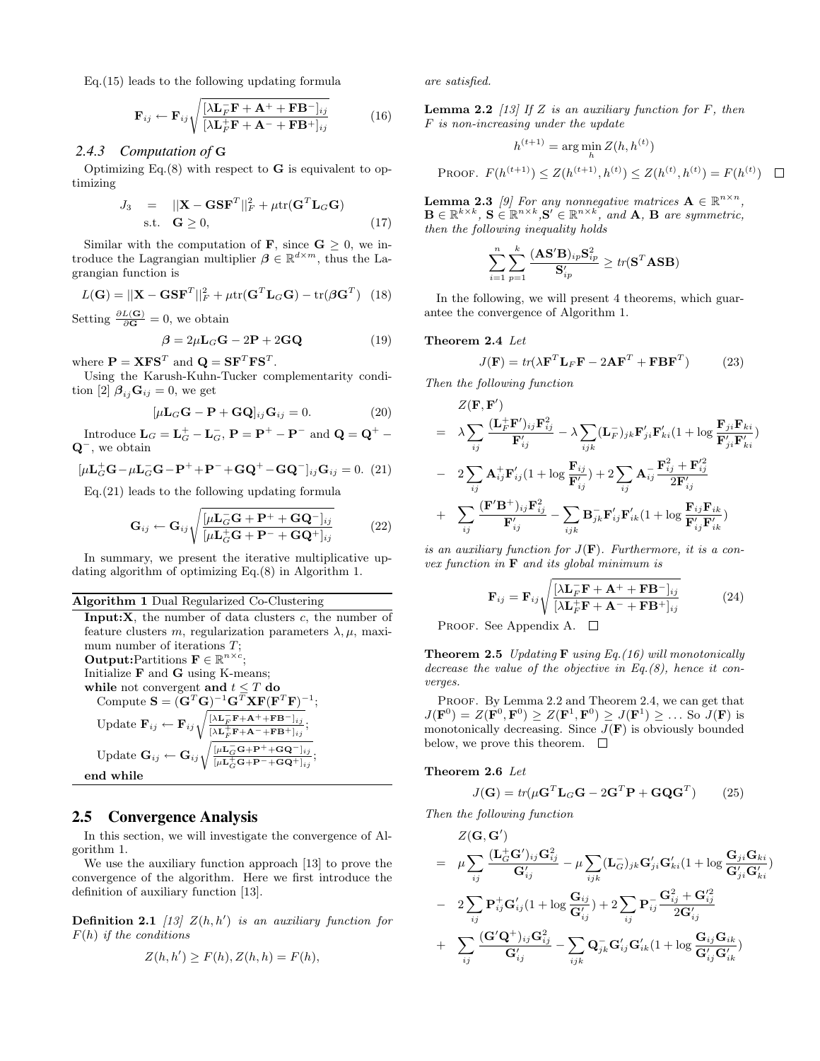Eq.(15) leads to the following updating formula

$$\mathbf{F}_{ij} \leftarrow \mathbf{F}_{ij}\sqrt{\frac{[\lambda \mathbf{L}_F^- \mathbf{F} + \mathbf{A}^+ + \mathbf{F}\mathbf{B}^-]_{ij}}{[\lambda \mathbf{L}_F^+ \mathbf{F} + \mathbf{A}^- + \mathbf{F}\mathbf{B}^+]_{ij}}} \tag{16}$$

### 2.4.3 Computation of G

Optimizing Eq.(8) with respect to $\mathbf{G}$ is equivalent to optimizing

$$\begin{aligned} J_3 &= \|\mathbf{X} - \mathbf{G}\mathbf{S}\mathbf{F}^T\|_F^2 + \mu \text{tr}(\mathbf{G}^T \mathbf{L}_G \mathbf{G}) \\ &\text{s.t.} \quad \mathbf{G} \geq 0, \end{aligned} \tag{17}$$

Similar with the computation of $\mathbf{F}$, since $\mathbf{G} \geq 0$, we introduce the Lagrangian multiplier $\boldsymbol{\beta} \in \mathbb{R}^{d \times m}$, thus the Lagrangian function is

$$L(\mathbf{G}) = \|\mathbf{X} - \mathbf{G}\mathbf{S}\mathbf{F}^T\|_F^2 + \mu \text{tr}(\mathbf{G}^T \mathbf{L}_G \mathbf{G}) - \text{tr}(\boldsymbol{\beta}\mathbf{G}^T) \tag{18}$$

Setting $\frac{\partial L(\mathbf{G})}{\partial \mathbf{G}} = 0$, we obtain

$$\boldsymbol{\beta} = 2\mu \mathbf{L}_G \mathbf{G} - 2\mathbf{P} + 2\mathbf{G}\mathbf{Q} \tag{19}$$

where $\mathbf{P} = \mathbf{X}\mathbf{F}\mathbf{S}^T$ and $\mathbf{Q} = \mathbf{S}\mathbf{F}^T\mathbf{F}\mathbf{S}^T$.

Using the Karush-Kuhn-Tucker complementarity condition [2] $\boldsymbol{\beta}_{ij}\mathbf{G}_{ij} = 0$, we get

$$[\mu \mathbf{L}_G \mathbf{G} - \mathbf{P} + \mathbf{G}\mathbf{Q}]_{ij}\mathbf{G}_{ij} = 0. \tag{20}$$

Introduce $\mathbf{L}_G = \mathbf{L}_G^+ - \mathbf{L}_G^-$, $\mathbf{P} = \mathbf{P}^+ - \mathbf{P}^-$ and $\mathbf{Q} = \mathbf{Q}^+ - \mathbf{Q}^-$, we obtain

$$[\mu \mathbf{L}_G^+ \mathbf{G} - \mu \mathbf{L}_G^- \mathbf{G} - \mathbf{P}^+ + \mathbf{P}^- + \mathbf{G}\mathbf{Q}^+ - \mathbf{G}\mathbf{Q}^-]_{ij}\mathbf{G}_{ij} = 0. \tag{21}$$

Eq.(21) leads to the following updating formula

$$\mathbf{G}_{ij} \leftarrow \mathbf{G}_{ij}\sqrt{\frac{[\mu \mathbf{L}_G^- \mathbf{G} + \mathbf{P}^+ + \mathbf{G}\mathbf{Q}^-]_{ij}}{[\mu \mathbf{L}_G^+ \mathbf{G} + \mathbf{P}^- + \mathbf{G}\mathbf{Q}^+]_{ij}}} \tag{22}$$

In summary, we present the iterative multiplicative updating algorithm of optimizing Eq.(8) in Algorithm 1.

**Algorithm 1** Dual Regularized Co-Clustering

**Input:** $\mathbf{X}$, the number of data clusters $c$, the number of feature clusters $m$, regularization parameters $\lambda, \mu$, maximum number of iterations $T$;
**Output:** Partitions $\mathbf{F} \in \mathbb{R}^{n \times c}$;
Initialize $\mathbf{F}$ and $\mathbf{G}$ using K-means;
**while** not convergent **and** $t \leq T$ **do**
  Compute $\mathbf{S} = (\mathbf{G}^T\mathbf{G})^{-1}\mathbf{G}^T\mathbf{X}\mathbf{F}(\mathbf{F}^T\mathbf{F})^{-1}$;
  Update $\mathbf{F}_{ij} \leftarrow \mathbf{F}_{ij}\sqrt{\frac{[\lambda \mathbf{L}_F^- \mathbf{F} + \mathbf{A}^+ + \mathbf{F}\mathbf{B}^-]_{ij}}{[\lambda \mathbf{L}_F^+ \mathbf{F} + \mathbf{A}^- + \mathbf{F}\mathbf{B}^+]_{ij}}}$;
  Update $\mathbf{G}_{ij} \leftarrow \mathbf{G}_{ij}\sqrt{\frac{[\mu \mathbf{L}_G^- \mathbf{G} + \mathbf{P}^+ + \mathbf{G}\mathbf{Q}^-]_{ij}}{[\mu \mathbf{L}_G^+ \mathbf{G} + \mathbf{P}^- + \mathbf{G}\mathbf{Q}^+]_{ij}}}$;
**end while**

## 2.5 Convergence Analysis

In this section, we will investigate the convergence of Algorithm 1.

We use the auxiliary function approach [13] to prove the convergence of the algorithm. Here we first introduce the definition of auxiliary function [13].

**Definition 2.1** *[13] $Z(h, h')$ is an auxiliary function for $F(h)$ if the conditions*

$$Z(h, h') \geq F(h), Z(h, h) = F(h),$$

*are satisfied.*

**Lemma 2.2** *[13] If $Z$ is an auxiliary function for $F$, then $F$ is non-increasing under the update*

$$h^{(t+1)} = \arg\min_h Z(h, h^{(t)})$$

Proof. $F(h^{(t+1)}) \leq Z(h^{(t+1)}, h^{(t)}) \leq Z(h^{(t)}, h^{(t)}) = F(h^{(t)})$ □

**Lemma 2.3** *[9] For any nonnegative matrices $\mathbf{A} \in \mathbb{R}^{n \times n}$, $\mathbf{B} \in \mathbb{R}^{k \times k}$, $\mathbf{S} \in \mathbb{R}^{n \times k}$, $\mathbf{S}' \in \mathbb{R}^{n \times k}$, and $\mathbf{A}$, $\mathbf{B}$ are symmetric, then the following inequality holds*

$$\sum_{i=1}^{n}\sum_{p=1}^{k}\frac{(\mathbf{A}\mathbf{S}'\mathbf{B})_{ip}\mathbf{S}_{ip}^2}{\mathbf{S}'_{ip}} \geq tr(\mathbf{S}^T\mathbf{A}\mathbf{S}\mathbf{B})$$

In the following, we will present 4 theorems, which guarantee the convergence of Algorithm 1.

**Theorem 2.4** *Let*

$$J(\mathbf{F}) = tr(\lambda \mathbf{F}^T \mathbf{L}_F \mathbf{F} - 2\mathbf{A}\mathbf{F}^T + \mathbf{F}\mathbf{B}\mathbf{F}^T) \tag{23}$$

*Then the following function*

$$\begin{aligned} &Z(\mathbf{F}, \mathbf{F}') \\ = \ &\lambda \sum_{ij}\frac{(\mathbf{L}_F^+\mathbf{F}')_{ij}\mathbf{F}_{ij}^2}{\mathbf{F}'_{ij}} - \lambda\sum_{ijk}(\mathbf{L}_F^-)_{jk}\mathbf{F}'_{ji}\mathbf{F}'_{ki}(1 + \log\frac{\mathbf{F}_{ji}\mathbf{F}_{ki}}{\mathbf{F}'_{ji}\mathbf{F}'_{ki}}) \\ - \ &2\sum_{ij}\mathbf{A}_{ij}^+\mathbf{F}'_{ij}(1 + \log\frac{\mathbf{F}_{ij}}{\mathbf{F}'_{ij}}) + 2\sum_{ij}\mathbf{A}_{ij}^-\frac{\mathbf{F}_{ij}^2 + \mathbf{F}'^2_{ij}}{2\mathbf{F}'_{ij}} \\ + \ &\sum_{ij}\frac{(\mathbf{F}'\mathbf{B}^+)_{ij}\mathbf{F}_{ij}^2}{\mathbf{F}'_{ij}} - \sum_{ijk}\mathbf{B}_{jk}^-\mathbf{F}'_{ij}\mathbf{F}'_{ik}(1 + \log\frac{\mathbf{F}_{ij}\mathbf{F}_{ik}}{\mathbf{F}'_{ij}\mathbf{F}'_{ik}}) \end{aligned}$$

*is an auxiliary function for $J(\mathbf{F})$. Furthermore, it is a convex function in $\mathbf{F}$ and its global minimum is*

$$\mathbf{F}_{ij} = \mathbf{F}_{ij}\sqrt{\frac{[\lambda \mathbf{L}_F^- \mathbf{F} + \mathbf{A}^+ + \mathbf{F}\mathbf{B}^-]_{ij}}{[\lambda \mathbf{L}_F^+ \mathbf{F} + \mathbf{A}^- + \mathbf{F}\mathbf{B}^+]_{ij}}} \tag{24}$$

Proof. See Appendix A. □

**Theorem 2.5** *Updating $\mathbf{F}$ using Eq.(16) will monotonically decrease the value of the objective in Eq.(8), hence it converges.*

Proof. By Lemma 2.2 and Theorem 2.4, we can get that $J(\mathbf{F}^0) = Z(\mathbf{F}^0, \mathbf{F}^0) \geq Z(\mathbf{F}^1, \mathbf{F}^0) \geq J(\mathbf{F}^1) \geq \ldots$ So $J(\mathbf{F})$ is monotonically decreasing. Since $J(\mathbf{F})$ is obviously bounded below, we prove this theorem. □

**Theorem 2.6** *Let*

$$J(\mathbf{G}) = tr(\mu \mathbf{G}^T \mathbf{L}_G \mathbf{G} - 2\mathbf{G}^T\mathbf{P} + \mathbf{G}\mathbf{Q}\mathbf{G}^T) \tag{25}$$

*Then the following function*

$$\begin{aligned} &Z(\mathbf{G}, \mathbf{G}') \\ = \ &\mu \sum_{ij}\frac{(\mathbf{L}_G^+\mathbf{G}')_{ij}\mathbf{G}_{ij}^2}{\mathbf{G}'_{ij}} - \mu\sum_{ijk}(\mathbf{L}_G^-)_{jk}\mathbf{G}'_{ji}\mathbf{G}'_{ki}(1 + \log\frac{\mathbf{G}_{ji}\mathbf{G}_{ki}}{\mathbf{G}'_{ji}\mathbf{G}'_{ki}}) \\ - \ &2\sum_{ij}\mathbf{P}_{ij}^+\mathbf{G}'_{ij}(1 + \log\frac{\mathbf{G}_{ij}}{\mathbf{G}'_{ij}}) + 2\sum_{ij}\mathbf{P}_{ij}^-\frac{\mathbf{G}_{ij}^2 + \mathbf{G}'^2_{ij}}{2\mathbf{G}'_{ij}} \\ + \ &\sum_{ij}\frac{(\mathbf{G}'\mathbf{Q}^+)_{ij}\mathbf{G}_{ij}^2}{\mathbf{G}'_{ij}} - \sum_{ijk}\mathbf{Q}_{jk}^-\mathbf{G}'_{ij}\mathbf{G}'_{ik}(1 + \log\frac{\mathbf{G}_{ij}\mathbf{G}_{ik}}{\mathbf{G}'_{ij}\mathbf{G}'_{ik}}) \end{aligned}$$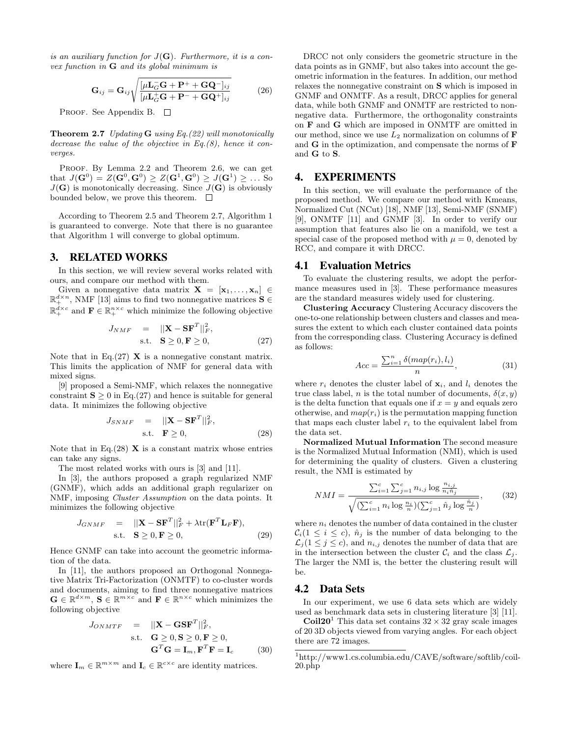*is an auxiliary function for $J(\mathbf{G})$. Furthermore, it is a convex function in $\mathbf{G}$ and its global minimum is*

$$\mathbf{G}_{ij} = \mathbf{G}_{ij}\sqrt{\frac{[\mu \mathbf{L}_G^- \mathbf{G} + \mathbf{P}^+ + \mathbf{G}\mathbf{Q}^-]_{ij}}{[\mu \mathbf{L}_G^+ \mathbf{G} + \mathbf{P}^- + \mathbf{G}\mathbf{Q}^+]_{ij}}} \tag{26}$$

Proof. See Appendix B. □

**Theorem 2.7** *Updating $\mathbf{G}$ using Eq.(22) will monotonically decrease the value of the objective in Eq.(8), hence it converges.*

Proof. By Lemma 2.2 and Theorem 2.6, we can get that $J(\mathbf{G}^0) = Z(\mathbf{G}^0, \mathbf{G}^0) \geq Z(\mathbf{G}^1, \mathbf{G}^0) \geq J(\mathbf{G}^1) \geq \ldots$ So $J(\mathbf{G})$ is monotonically decreasing. Since $J(\mathbf{G})$ is obviously bounded below, we prove this theorem. □

According to Theorem 2.5 and Theorem 2.7, Algorithm 1 is guaranteed to converge. Note that there is no guarantee that Algorithm 1 will converge to global optimum.

# 3. RELATED WORKS

In this section, we will review several works related with ours, and compare our method with them.

Given a nonnegative data matrix $\mathbf{X} = [\mathbf{x}_1, \ldots, \mathbf{x}_n] \in \mathbb{R}_+^{d\times n}$, NMF [13] aims to find two nonnegative matrices $\mathbf{S} \in \mathbb{R}_+^{d\times c}$ and $\mathbf{F} \in \mathbb{R}_+^{n\times c}$ which minimize the following objective

$$\begin{aligned} J_{NMF} &= ||\mathbf{X} - \mathbf{S}\mathbf{F}^T||_F^2, \\ &\text{s.t.} \quad \mathbf{S} \geq 0, \mathbf{F} \geq 0, \end{aligned} \tag{27}$$

Note that in Eq.(27) $\mathbf{X}$ is a nonnegative constant matrix. This limits the application of NMF for general data with mixed signs.

[9] proposed a Semi-NMF, which relaxes the nonnegative constraint $\mathbf{S} \geq 0$ in Eq.(27) and hence is suitable for general data. It minimizes the following objective

$$\begin{aligned} J_{SNMF} &= ||\mathbf{X} - \mathbf{S}\mathbf{F}^T||_F^2, \\ &\text{s.t.} \quad \mathbf{F} \geq 0, \end{aligned} \tag{28}$$

Note that in Eq.(28) $\mathbf{X}$ is a constant matrix whose entries can take any signs.

The most related works with ours is [3] and [11].

In [3], the authors proposed a graph regularized NMF (GNMF), which adds an additional graph regularizer on NMF, imposing *Cluster Assumption* on the data points. It minimizes the following objective

$$\begin{aligned} J_{GNMF} &= ||\mathbf{X} - \mathbf{S}\mathbf{F}^T||_F^2 + \lambda \text{tr}(\mathbf{F}^T \mathbf{L}_F \mathbf{F}), \\ &\text{s.t.} \quad \mathbf{S} \geq 0, \mathbf{F} \geq 0, \end{aligned} \tag{29}$$

Hence GNMF can take into account the geometric information of the data.

In [11], the authors proposed an Orthogonal Nonnegative Matrix Tri-Factorization (ONMTF) to co-cluster words and documents, aiming to find three nonnegative matrices $\mathbf{G} \in \mathbb{R}^{d\times m}$, $\mathbf{S} \in \mathbb{R}^{m\times c}$ and $\mathbf{F} \in \mathbb{R}^{n\times c}$ which minimizes the following objective

$$\begin{aligned} J_{ONMTF} &= ||\mathbf{X} - \mathbf{G}\mathbf{S}\mathbf{F}^T||_F^2, \\ &\text{s.t.} \quad \mathbf{G} \geq 0, \mathbf{S} \geq 0, \mathbf{F} \geq 0, \\ &\qquad \mathbf{G}^T\mathbf{G} = \mathbf{I}_m, \mathbf{F}^T\mathbf{F} = \mathbf{I}_c \end{aligned} \tag{30}$$

where $\mathbf{I}_m \in \mathbb{R}^{m\times m}$ and $\mathbf{I}_c \in \mathbb{R}^{c\times c}$ are identity matrices.

DRCC not only considers the geometric structure in the data points as in GNMF, but also takes into account the geometric information in the features. In addition, our method relaxes the nonnegative constraint on $\mathbf{S}$ which is imposed in GNMF and ONMTF. As a result, DRCC applies for general data, while both GNMF and ONMTF are restricted to nonnegative data. Furthermore, the orthogonality constraints on $\mathbf{F}$ and $\mathbf{G}$ which are imposed in ONMTF are omitted in our method, since we use $L_2$ normalization on columns of $\mathbf{F}$ and $\mathbf{G}$ in the optimization, and compensate the norms of $\mathbf{F}$ and $\mathbf{G}$ to $\mathbf{S}$.

# 4. EXPERIMENTS

In this section, we will evaluate the performance of the proposed method. We compare our method with Kmeans, Normalized Cut (NCut) [18], NMF [13], Semi-NMF (SNMF) [9], ONMTF [11] and GNMF [3]. In order to verify our assumption that features also lie on a manifold, we test a special case of the proposed method with $\mu = 0$, denoted by RCC, and compare it with DRCC.

## 4.1 Evaluation Metrics

To evaluate the clustering results, we adopt the performance measures used in [3]. These performance measures are the standard measures widely used for clustering.

**Clustering Accuracy** Clustering Accuracy discovers the one-to-one relationship between clusters and classes and measures the extent to which each cluster contained data points from the corresponding class. Clustering Accuracy is defined as follows:

$$Acc = \frac{\sum_{i=1}^n \delta(map(r_i), l_i)}{n}, \tag{31}$$

where $r_i$ denotes the cluster label of $\mathbf{x}_i$, and $l_i$ denotes the true class label, $n$ is the total number of documents, $\delta(x, y)$ is the delta function that equals one if $x = y$ and equals zero otherwise, and $map(r_i)$ is the permutation mapping function that maps each cluster label $r_i$ to the equivalent label from the data set.

**Normalized Mutual Information** The second measure is the Normalized Mutual Information (NMI), which is used for determining the quality of clusters. Given a clustering result, the NMI is estimated by

$$NMI = \frac{\sum_{i=1}^c \sum_{j=1}^c n_{i,j} \log \frac{n_{i,j}}{n_i \hat{n}_j}}{\sqrt{(\sum_{i=1}^c n_i \log \frac{n_i}{n})(\sum_{j=1}^c \hat{n}_j \log \frac{\hat{n}_j}{n})}}, \tag{32}$$

where $n_i$ denotes the number of data contained in the cluster $\mathcal{C}_i (1 \leq i \leq c)$, $\hat{n}_j$ is the number of data belonging to the $\mathcal{L}_j (1 \leq j \leq c)$, and $n_{i,j}$ denotes the number of data that are in the intersection between the cluster $\mathcal{C}_i$ and the class $\mathcal{L}_j$. The larger the NMI is, the better the clustering result will be.

## 4.2 Data Sets

In our experiment, we use 6 data sets which are widely used as benchmark data sets in clustering literature [3] [11].

**Coil20**[1] This data set contains $32 \times 32$ gray scale images of 20 3D objects viewed from varying angles. For each object there are 72 images.

[1]http://www1.cs.columbia.edu/CAVE/software/softlib/coil-20.php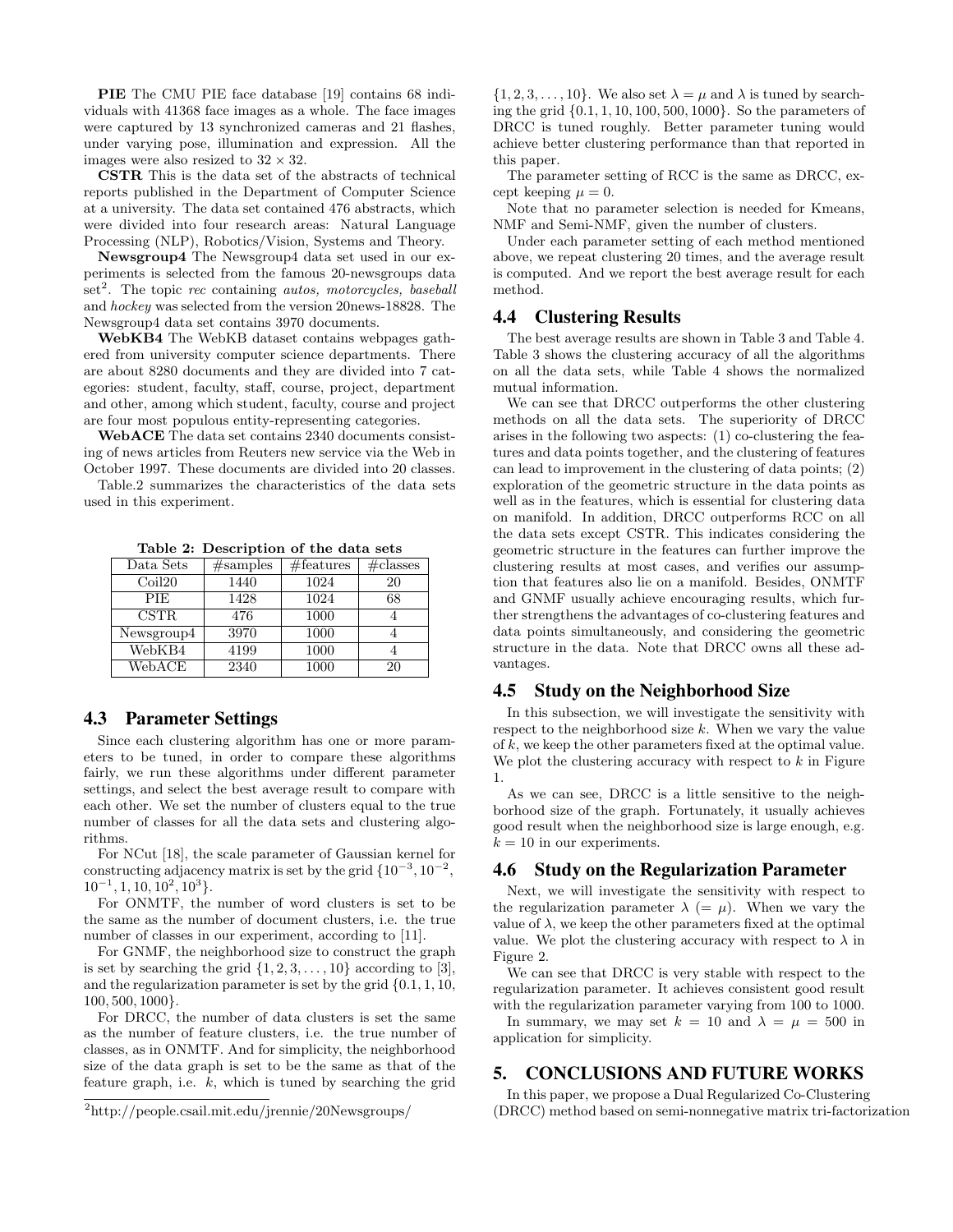**PIE** The CMU PIE face database [19] contains 68 individuals with 41368 face images as a whole. The face images were captured by 13 synchronized cameras and 21 flashes, under varying pose, illumination and expression. All the images were also resized to $32 \times 32$.

**CSTR** This is the data set of the abstracts of technical reports published in the Department of Computer Science at a university. The data set contained 476 abstracts, which were divided into four research areas: Natural Language Processing (NLP), Robotics/Vision, Systems and Theory.

**Newsgroup4** The Newsgroup4 data set used in our experiments is selected from the famous 20-newsgroups data set[2]. The topic *rec* containing *autos, motorcycles, baseball* and *hockey* was selected from the version 20news-18828. The Newsgroup4 data set contains 3970 documents.

**WebKB4** The WebKB dataset contains webpages gathered from university computer science departments. There are about 8280 documents and they are divided into 7 categories: student, faculty, staff, course, project, department and other, among which student, faculty, course and project are four most populous entity-representing categories.

**WebACE** The data set contains 2340 documents consisting of news articles from Reuters new service via the Web in October 1997. These documents are divided into 20 classes.

Table.2 summarizes the characteristics of the data sets used in this experiment.

**Table 2: Description of the data sets**

| Data Sets | #samples | #features | #classes |
|---|---|---|---|
| Coil20 | 1440 | 1024 | 20 |
| PIE | 1428 | 1024 | 68 |
| CSTR | 476 | 1000 | 4 |
| Newsgroup4 | 3970 | 1000 | 4 |
| WebKB4 | 4199 | 1000 | 4 |
| WebACE | 2340 | 1000 | 20 |

## 4.3 Parameter Settings

Since each clustering algorithm has one or more parameters to be tuned, in order to compare these algorithms fairly, we run these algorithms under different parameter settings, and select the best average result to compare with each other. We set the number of clusters equal to the true number of classes for all the data sets and clustering algorithms.

For NCut [18], the scale parameter of Gaussian kernel for constructing adjacency matrix is set by the grid $\{10^{-3}, 10^{-2}, 10^{-1}, 1, 10, 10^2, 10^3\}$.

For ONMTF, the number of word clusters is set to be the same as the number of document clusters, i.e. the true number of classes in our experiment, according to [11].

For GNMF, the neighborhood size to construct the graph is set by searching the grid $\{1, 2, 3, \ldots, 10\}$ according to [3], and the regularization parameter is set by the grid $\{0.1, 1, 10, 100, 500, 1000\}$.

For DRCC, the number of data clusters is set the same as the number of feature clusters, i.e. the true number of classes, as in ONMTF. And for simplicity, the neighborhood size of the data graph is set to be the same as that of the feature graph, i.e. $k$, which is tuned by searching the grid $\{1, 2, 3, \ldots, 10\}$. We also set $\lambda = \mu$ and $\lambda$ is tuned by searching the grid $\{0.1, 1, 10, 100, 500, 1000\}$. So the parameters of DRCC is tuned roughly. Better parameter tuning would achieve better clustering performance than that reported in this paper.

The parameter setting of RCC is the same as DRCC, except keeping $\mu = 0$.

Note that no parameter selection is needed for Kmeans, NMF and Semi-NMF, given the number of clusters.

Under each parameter setting of each method mentioned above, we repeat clustering 20 times, and the average result is computed. And we report the best average result for each method.

## 4.4 Clustering Results

The best average results are shown in Table 3 and Table 4. Table 3 shows the clustering accuracy of all the algorithms on all the data sets, while Table 4 shows the normalized mutual information.

We can see that DRCC outperforms the other clustering methods on all the data sets. The superiority of DRCC arises in the following two aspects: (1) co-clustering the features and data points together, and the clustering of features can lead to improvement in the clustering of data points; (2) exploration of the geometric structure in the data points as well as in the features, which is essential for clustering data on manifold. In addition, DRCC outperforms RCC on all the data sets except CSTR. This indicates considering the geometric structure in the features can further improve the clustering results at most cases, and verifies our assumption that features also lie on a manifold. Besides, ONMTF and GNMF usually achieve encouraging results, which further strengthens the advantages of co-clustering features and data points simultaneously, and considering the geometric structure in the data. Note that DRCC owns all these advantages.

## 4.5 Study on the Neighborhood Size

In this subsection, we will investigate the sensitivity with respect to the neighborhood size $k$. When we vary the value of $k$, we keep the other parameters fixed at the optimal value. We plot the clustering accuracy with respect to $k$ in Figure 1.

As we can see, DRCC is a little sensitive to the neighborhood size of the graph. Fortunately, it usually achieves good result when the neighborhood size is large enough, e.g. $k = 10$ in our experiments.

## 4.6 Study on the Regularization Parameter

Next, we will investigate the sensitivity with respect to the regularization parameter $\lambda$ ($= \mu$). When we vary the value of $\lambda$, we keep the other parameters fixed at the optimal value. We plot the clustering accuracy with respect to $\lambda$ in Figure 2.

We can see that DRCC is very stable with respect to the regularization parameter. It achieves consistent good result with the regularization parameter varying from 100 to 1000.

In summary, we may set $k = 10$ and $\lambda = \mu = 500$ in application for simplicity.

# 5. CONCLUSIONS AND FUTURE WORKS

In this paper, we propose a Dual Regularized Co-Clustering (DRCC) method based on semi-nonnegative matrix tri-factorization

[2]http://people.csail.mit.edu/jrennie/20Newsgroups/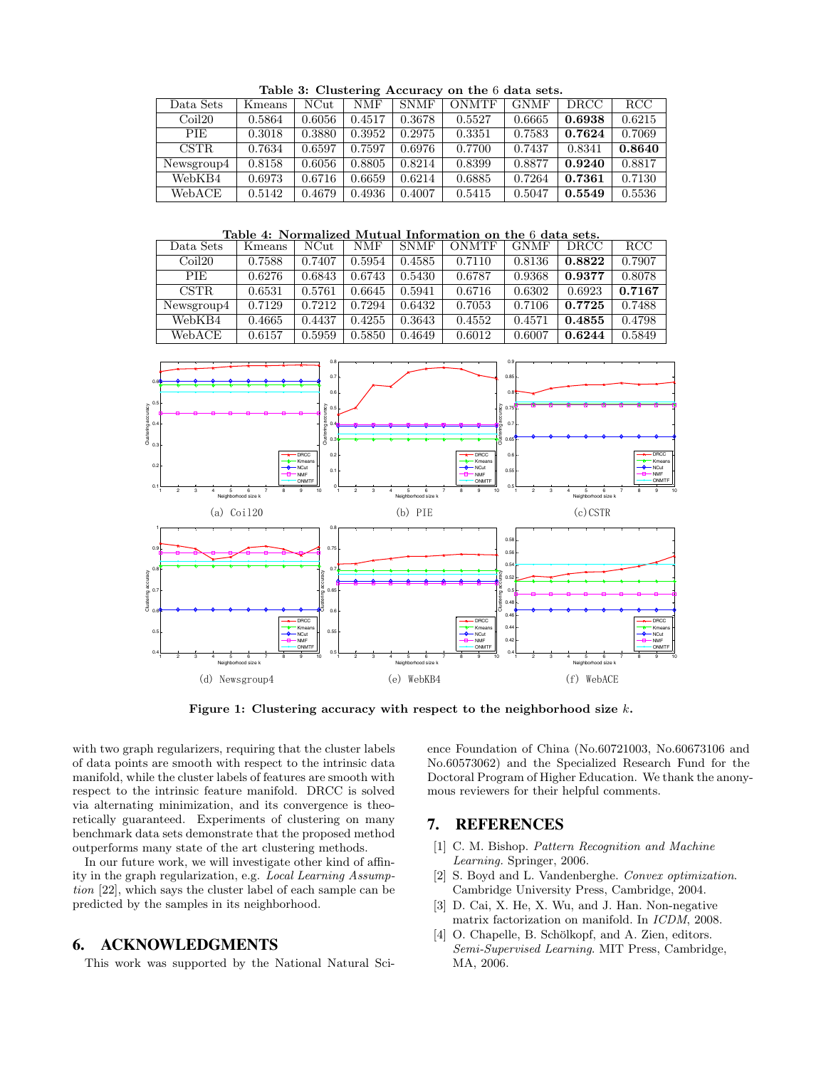**Table 3: Clustering Accuracy on the 6 data sets.**

| Data Sets | Kmeans | NCut | NMF | SNMF | ONMTF | GNMF | DRCC | RCC |
|---|---|---|---|---|---|---|---|---|
| Coil20 | 0.5864 | 0.6056 | 0.4517 | 0.3678 | 0.5527 | 0.6665 | **0.6938** | 0.6215 |
| PIE | 0.3018 | 0.3880 | 0.3952 | 0.2975 | 0.3351 | 0.7583 | **0.7624** | 0.7069 |
| CSTR | 0.7634 | 0.6597 | 0.7597 | 0.6976 | 0.7700 | 0.7437 | 0.8341 | **0.8640** |
| Newsgroup4 | 0.8158 | 0.6056 | 0.8805 | 0.8214 | 0.8399 | 0.8877 | **0.9240** | 0.8817 |
| WebKB4 | 0.6973 | 0.6716 | 0.6659 | 0.6214 | 0.6885 | 0.7264 | **0.7361** | 0.7130 |
| WebACE | 0.5142 | 0.4679 | 0.4936 | 0.4007 | 0.5415 | 0.5047 | **0.5549** | 0.5536 |

**Table 4: Normalized Mutual Information on the 6 data sets.**

| Data Sets | Kmeans | NCut | NMF | SNMF | ONMTF | GNMF | DRCC | RCC |
|---|---|---|---|---|---|---|---|---|
| Coil20 | 0.7588 | 0.7407 | 0.5954 | 0.4585 | 0.7110 | 0.8136 | **0.8822** | 0.7907 |
| PIE | 0.6276 | 0.6843 | 0.6743 | 0.5430 | 0.6787 | 0.9368 | **0.9377** | 0.8078 |
| CSTR | 0.6531 | 0.5761 | 0.6645 | 0.5941 | 0.6716 | 0.6302 | 0.6923 | **0.7167** |
| Newsgroup4 | 0.7129 | 0.7212 | 0.7294 | 0.6432 | 0.7053 | 0.7106 | **0.7725** | 0.7488 |
| WebKB4 | 0.4665 | 0.4437 | 0.4255 | 0.3643 | 0.4552 | 0.4571 | **0.4855** | 0.4798 |
| WebACE | 0.6157 | 0.5959 | 0.5850 | 0.4649 | 0.6012 | 0.6007 | **0.6244** | 0.5849 |

(a) Coil20 (b) PIE (c) CSTR (d) Newsgroup4 (e) WebKB4 (f) WebACE

**Figure 1: Clustering accuracy with respect to the neighborhood size $k$.**

with two graph regularizers, requiring that the cluster labels of data points are smooth with respect to the intrinsic data manifold, while the cluster labels of features are smooth with respect to the intrinsic feature manifold. DRCC is solved via alternating minimization, and its convergence is theoretically guaranteed. Experiments of clustering on many benchmark data sets demonstrate that the proposed method outperforms many state of the art clustering methods.

In our future work, we will investigate other kind of affinity in the graph regularization, e.g. *Local Learning Assumption* [22], which says the cluster label of each sample can be predicted by the samples in its neighborhood.

## 6. ACKNOWLEDGMENTS

This work was supported by the National Natural Science Foundation of China (No.60721003, No.60673106 and No.60573062) and the Specialized Research Fund for the Doctoral Program of Higher Education. We thank the anonymous reviewers for their helpful comments.

## 7. REFERENCES

[1] C. M. Bishop. *Pattern Recognition and Machine Learning*. Springer, 2006.

[2] S. Boyd and L. Vandenberghe. *Convex optimization*. Cambridge University Press, Cambridge, 2004.

[3] D. Cai, X. He, X. Wu, and J. Han. Non-negative matrix factorization on manifold. In *ICDM*, 2008.

[4] O. Chapelle, B. Schölkopf, and A. Zien, editors. *Semi-Supervised Learning*. MIT Press, Cambridge, MA, 2006.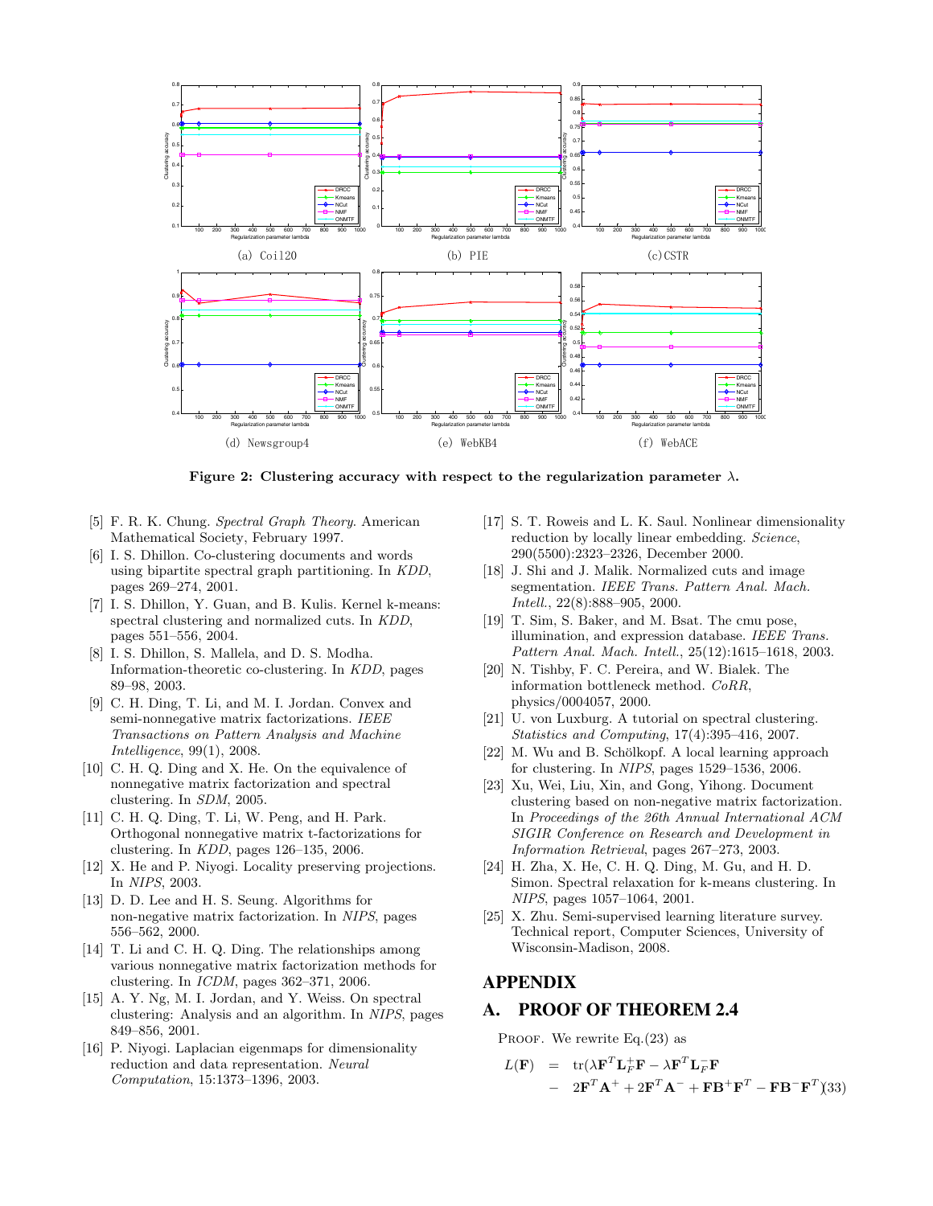Figure 2: Clustering accuracy with respect to the regularization parameter $\lambda$.

[5] F. R. K. Chung. *Spectral Graph Theory*. American Mathematical Society, February 1997.

[6] I. S. Dhillon. Co-clustering documents and words using bipartite spectral graph partitioning. In *KDD*, pages 269–274, 2001.

[7] I. S. Dhillon, Y. Guan, and B. Kulis. Kernel k-means: spectral clustering and normalized cuts. In *KDD*, pages 551–556, 2004.

[8] I. S. Dhillon, S. Mallela, and D. S. Modha. Information-theoretic co-clustering. In *KDD*, pages 89–98, 2003.

[9] C. H. Ding, T. Li, and M. I. Jordan. Convex and semi-nonnegative matrix factorizations. *IEEE Transactions on Pattern Analysis and Machine Intelligence*, 99(1), 2008.

[10] C. H. Q. Ding and X. He. On the equivalence of nonnegative matrix factorization and spectral clustering. In *SDM*, 2005.

[11] C. H. Q. Ding, T. Li, W. Peng, and H. Park. Orthogonal nonnegative matrix t-factorizations for clustering. In *KDD*, pages 126–135, 2006.

[12] X. He and P. Niyogi. Locality preserving projections. In *NIPS*, 2003.

[13] D. D. Lee and H. S. Seung. Algorithms for non-negative matrix factorization. In *NIPS*, pages 556–562, 2000.

[14] T. Li and C. H. Q. Ding. The relationships among various nonnegative matrix factorization methods for clustering. In *ICDM*, pages 362–371, 2006.

[15] A. Y. Ng, M. I. Jordan, and Y. Weiss. On spectral clustering: Analysis and an algorithm. In *NIPS*, pages 849–856, 2001.

[16] P. Niyogi. Laplacian eigenmaps for dimensionality reduction and data representation. *Neural Computation*, 15:1373–1396, 2003.

[17] S. T. Roweis and L. K. Saul. Nonlinear dimensionality reduction by locally linear embedding. *Science*, 290(5500):2323–2326, December 2000.

[18] J. Shi and J. Malik. Normalized cuts and image segmentation. *IEEE Trans. Pattern Anal. Mach. Intell.*, 22(8):888–905, 2000.

[19] T. Sim, S. Baker, and M. Bsat. The cmu pose, illumination, and expression database. *IEEE Trans. Pattern Anal. Mach. Intell.*, 25(12):1615–1618, 2003.

[20] N. Tishby, F. C. Pereira, and W. Bialek. The information bottleneck method. *CoRR*, physics/0004057, 2000.

[21] U. von Luxburg. A tutorial on spectral clustering. *Statistics and Computing*, 17(4):395–416, 2007.

[22] M. Wu and B. Schölkopf. A local learning approach for clustering. In *NIPS*, pages 1529–1536, 2006.

[23] Xu, Wei, Liu, Xin, and Gong, Yihong. Document clustering based on non-negative matrix factorization. In *Proceedings of the 26th Annual International ACM SIGIR Conference on Research and Development in Information Retrieval*, pages 267–273, 2003.

[24] H. Zha, X. He, C. H. Q. Ding, M. Gu, and H. D. Simon. Spectral relaxation for k-means clustering. In *NIPS*, pages 1057–1064, 2001.

[25] X. Zhu. Semi-supervised learning literature survey. Technical report, Computer Sciences, University of Wisconsin-Madison, 2008.

# APPENDIX

## A. PROOF OF THEOREM 2.4

PROOF. We rewrite Eq.(23) as

$$
\begin{aligned}
L(\mathbf{F}) &= \mathrm{tr}(\lambda\mathbf{F}^T\mathbf{L}_F^+\mathbf{F} - \lambda\mathbf{F}^T\mathbf{L}_F^-\mathbf{F} \\
&- 2\mathbf{F}^T\mathbf{A}^+ + 2\mathbf{F}^T\mathbf{A}^- + \mathbf{F}\mathbf{B}^+\mathbf{F}^T - \mathbf{F}\mathbf{B}^-\mathbf{F}^T) \quad (33)
\end{aligned}
$$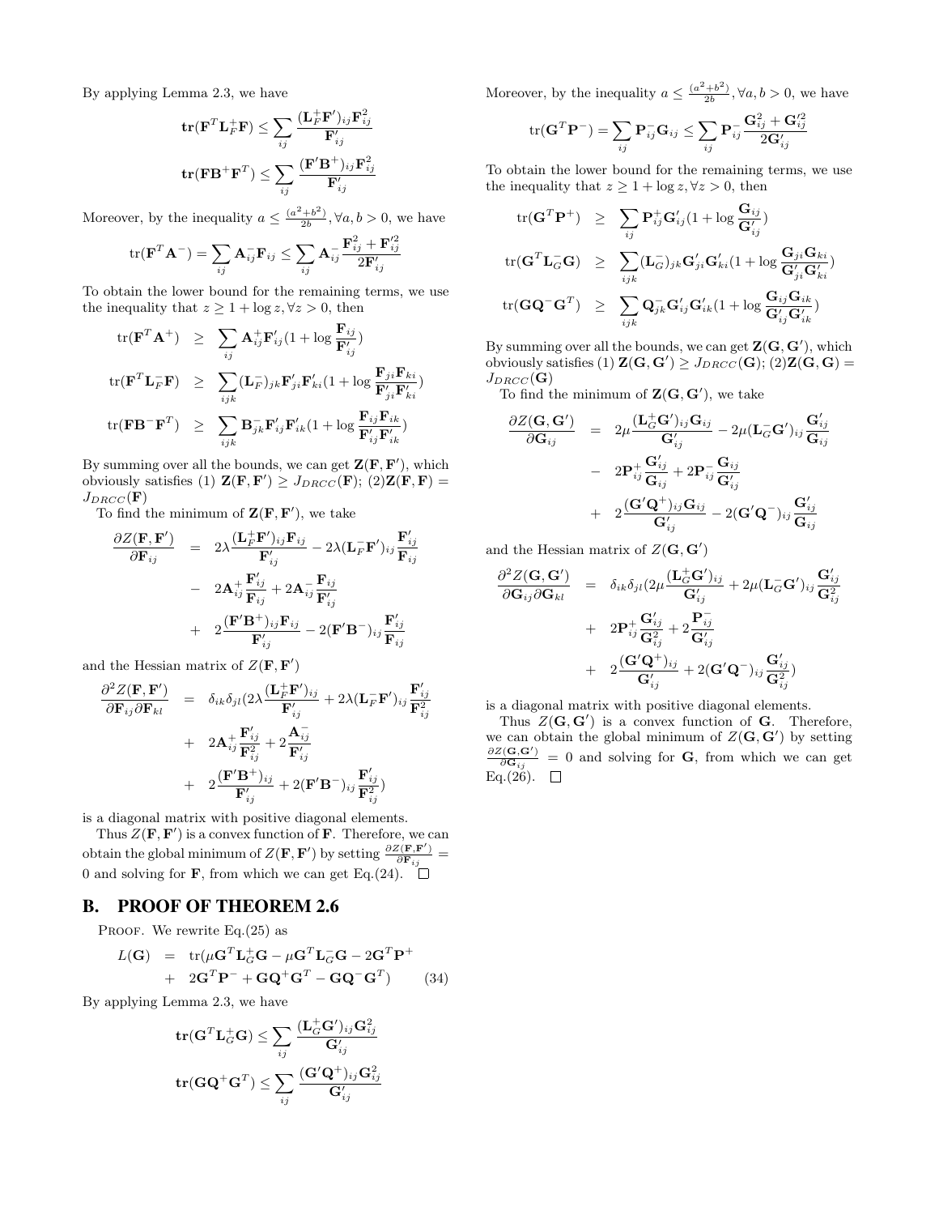By applying Lemma 2.3, we have

$$\mathbf{tr}(\mathbf{F}^T\mathbf{L}_F^+\mathbf{F}) \leq \sum_{ij} \frac{(\mathbf{L}_F^+\mathbf{F}')_{ij}\mathbf{F}_{ij}^2}{\mathbf{F}'_{ij}}$$

$$\mathbf{tr}(\mathbf{F}\mathbf{B}^+\mathbf{F}^T) \leq \sum_{ij} \frac{(\mathbf{F}'\mathbf{B}^+)_{ij}\mathbf{F}_{ij}^2}{\mathbf{F}'_{ij}}$$

Moreover, by the inequality $a \leq \frac{(a^2+b^2)}{2b}, \forall a, b > 0$, we have

$$\mathrm{tr}(\mathbf{F}^T\mathbf{A}^-) = \sum_{ij} \mathbf{A}_{ij}^-\mathbf{F}_{ij} \leq \sum_{ij} \mathbf{A}_{ij}^- \frac{\mathbf{F}_{ij}^2 + \mathbf{F}_{ij}'^2}{2\mathbf{F}'_{ij}}$$

To obtain the lower bound for the remaining terms, we use the inequality that $z \geq 1 + \log z, \forall z > 0$, then

$$\begin{aligned}
\mathrm{tr}(\mathbf{F}^T\mathbf{A}^+) &\geq \sum_{ij} \mathbf{A}_{ij}^+\mathbf{F}'_{ij}(1 + \log \frac{\mathbf{F}_{ij}}{\mathbf{F}'_{ij}}) \\
\mathrm{tr}(\mathbf{F}^T\mathbf{L}_F^-\mathbf{F}) &\geq \sum_{ijk} (\mathbf{L}_F^-)_{jk}\mathbf{F}'_{ji}\mathbf{F}'_{ki}(1 + \log \frac{\mathbf{F}_{ji}\mathbf{F}_{ki}}{\mathbf{F}'_{ji}\mathbf{F}'_{ki}}) \\
\mathrm{tr}(\mathbf{F}\mathbf{B}^-\mathbf{F}^T) &\geq \sum_{ijk} \mathbf{B}_{jk}^-\mathbf{F}'_{ij}\mathbf{F}'_{ik}(1 + \log \frac{\mathbf{F}_{ij}\mathbf{F}_{ik}}{\mathbf{F}'_{ij}\mathbf{F}'_{ik}})
\end{aligned}$$

By summing over all the bounds, we can get $\mathbf{Z}(\mathbf{F}, \mathbf{F}')$, which obviously satisfies (1) $\mathbf{Z}(\mathbf{F}, \mathbf{F}') \geq J_{DRCC}(\mathbf{F})$; (2)$\mathbf{Z}(\mathbf{F}, \mathbf{F}) = J_{DRCC}(\mathbf{F})$

To find the minimum of $\mathbf{Z}(\mathbf{F}, \mathbf{F}')$, we take

$$\begin{aligned}
\frac{\partial Z(\mathbf{F}, \mathbf{F}')}{\partial \mathbf{F}_{ij}} &= 2\lambda \frac{(\mathbf{L}_F^+\mathbf{F}')_{ij}\mathbf{F}_{ij}}{\mathbf{F}'_{ij}} - 2\lambda(\mathbf{L}_F^-\mathbf{F}')_{ij}\frac{\mathbf{F}'_{ij}}{\mathbf{F}_{ij}} \\
&- 2\mathbf{A}_{ij}^+\frac{\mathbf{F}'_{ij}}{\mathbf{F}_{ij}} + 2\mathbf{A}_{ij}^-\frac{\mathbf{F}_{ij}}{\mathbf{F}'_{ij}} \\
&+ 2\frac{(\mathbf{F}'\mathbf{B}^+)_{ij}\mathbf{F}_{ij}}{\mathbf{F}'_{ij}} - 2(\mathbf{F}'\mathbf{B}^-)_{ij}\frac{\mathbf{F}'_{ij}}{\mathbf{F}_{ij}}
\end{aligned}$$

and the Hessian matrix of $Z(\mathbf{F}, \mathbf{F}')$

$$\begin{aligned}
\frac{\partial^2 Z(\mathbf{F}, \mathbf{F}')}{\partial \mathbf{F}_{ij}\partial \mathbf{F}_{kl}} &= \delta_{ik}\delta_{jl}(2\lambda\frac{(\mathbf{L}_F^+\mathbf{F}')_{ij}}{\mathbf{F}'_{ij}} + 2\lambda(\mathbf{L}_F^-\mathbf{F}')_{ij}\frac{\mathbf{F}'_{ij}}{\mathbf{F}_{ij}^2} \\
&+ 2\mathbf{A}_{ij}^+\frac{\mathbf{F}'_{ij}}{\mathbf{F}_{ij}^2} + 2\frac{\mathbf{A}_{ij}^-}{\mathbf{F}'_{ij}} \\
&+ 2\frac{(\mathbf{F}'\mathbf{B}^+)_{ij}}{\mathbf{F}'_{ij}} + 2(\mathbf{F}'\mathbf{B}^-)_{ij}\frac{\mathbf{F}'_{ij}}{\mathbf{F}_{ij}^2})
\end{aligned}$$

is a diagonal matrix with positive diagonal elements.

Thus $Z(\mathbf{F}, \mathbf{F}')$ is a convex function of $\mathbf{F}$. Therefore, we can obtain the global minimum of $Z(\mathbf{F}, \mathbf{F}')$ by setting $\frac{\partial Z(\mathbf{F}, \mathbf{F}')}{\partial \mathbf{F}_{ij}} = 0$ and solving for $\mathbf{F}$, from which we can get Eq.(24). □

## B. PROOF OF THEOREM 2.6

PROOF. We rewrite Eq.(25) as

$$\begin{aligned}
L(\mathbf{G}) &= \mathrm{tr}(\mu\mathbf{G}^T\mathbf{L}_G^+\mathbf{G} - \mu\mathbf{G}^T\mathbf{L}_G^-\mathbf{G} - 2\mathbf{G}^T\mathbf{P}^+ \\
&+ 2\mathbf{G}^T\mathbf{P}^- + \mathbf{G}\mathbf{Q}^+\mathbf{G}^T - \mathbf{G}\mathbf{Q}^-\mathbf{G}^T) \qquad (34)
\end{aligned}$$

By applying Lemma 2.3, we have

$$\mathbf{tr}(\mathbf{G}^T\mathbf{L}_G^+\mathbf{G}) \leq \sum_{ij} \frac{(\mathbf{L}_G^+\mathbf{G}')_{ij}\mathbf{G}_{ij}^2}{\mathbf{G}'_{ij}}$$

$$\mathbf{tr}(\mathbf{G}\mathbf{Q}^+\mathbf{G}^T) \leq \sum_{ij} \frac{(\mathbf{G}'\mathbf{Q}^+)_{ij}\mathbf{G}_{ij}^2}{\mathbf{G}'_{ij}}$$

Moreover, by the inequality $a \leq \frac{(a^2+b^2)}{2b}, \forall a, b > 0$, we have

$$\mathrm{tr}(\mathbf{G}^T\mathbf{P}^-) = \sum_{ij} \mathbf{P}_{ij}^-\mathbf{G}_{ij} \leq \sum_{ij} \mathbf{P}_{ij}^- \frac{\mathbf{G}_{ij}^2 + \mathbf{G}_{ij}'^2}{2\mathbf{G}'_{ij}}$$

To obtain the lower bound for the remaining terms, we use the inequality that $z \geq 1 + \log z, \forall z > 0$, then

$$\begin{aligned}
\mathrm{tr}(\mathbf{G}^T\mathbf{P}^+) &\geq \sum_{ij} \mathbf{P}_{ij}^+\mathbf{G}'_{ij}(1 + \log \frac{\mathbf{G}_{ij}}{\mathbf{G}'_{ij}}) \\
\mathrm{tr}(\mathbf{G}^T\mathbf{L}_G^-\mathbf{G}) &\geq \sum_{ijk} (\mathbf{L}_G^-)_{jk}\mathbf{G}'_{ji}\mathbf{G}'_{ki}(1 + \log \frac{\mathbf{G}_{ji}\mathbf{G}_{ki}}{\mathbf{G}'_{ji}\mathbf{G}'_{ki}}) \\
\mathrm{tr}(\mathbf{G}\mathbf{Q}^-\mathbf{G}^T) &\geq \sum_{ijk} \mathbf{Q}_{jk}^-\mathbf{G}'_{ij}\mathbf{G}'_{ik}(1 + \log \frac{\mathbf{G}_{ij}\mathbf{G}_{ik}}{\mathbf{G}'_{ij}\mathbf{G}'_{ik}})
\end{aligned}$$

By summing over all the bounds, we can get $\mathbf{Z}(\mathbf{G}, \mathbf{G}')$, which obviously satisfies (1) $\mathbf{Z}(\mathbf{G}, \mathbf{G}') \geq J_{DRCC}(\mathbf{G})$; (2)$\mathbf{Z}(\mathbf{G}, \mathbf{G}) = J_{DRCC}(\mathbf{G})$

To find the minimum of $\mathbf{Z}(\mathbf{G}, \mathbf{G}')$, we take

$$\begin{aligned}
\frac{\partial Z(\mathbf{G}, \mathbf{G}')}{\partial \mathbf{G}_{ij}} &= 2\mu\frac{(\mathbf{L}_G^+\mathbf{G}')_{ij}\mathbf{G}_{ij}}{\mathbf{G}'_{ij}} - 2\mu(\mathbf{L}_G^-\mathbf{G}')_{ij}\frac{\mathbf{G}'_{ij}}{\mathbf{G}_{ij}} \\
&- 2\mathbf{P}_{ij}^+\frac{\mathbf{G}'_{ij}}{\mathbf{G}_{ij}} + 2\mathbf{P}_{ij}^-\frac{\mathbf{G}_{ij}}{\mathbf{G}'_{ij}} \\
&+ 2\frac{(\mathbf{G}'\mathbf{Q}^+)_{ij}\mathbf{G}_{ij}}{\mathbf{G}'_{ij}} - 2(\mathbf{G}'\mathbf{Q}^-)_{ij}\frac{\mathbf{G}'_{ij}}{\mathbf{G}_{ij}}
\end{aligned}$$

and the Hessian matrix of $Z(\mathbf{G}, \mathbf{G}')$

$$\begin{aligned}
\frac{\partial^2 Z(\mathbf{G}, \mathbf{G}')}{\partial \mathbf{G}_{ij}\partial \mathbf{G}_{kl}} &= \delta_{ik}\delta_{jl}(2\mu\frac{(\mathbf{L}_G^+\mathbf{G}')_{ij}}{\mathbf{G}'_{ij}} + 2\mu(\mathbf{L}_G^-\mathbf{G}')_{ij}\frac{\mathbf{G}'_{ij}}{\mathbf{G}_{ij}^2} \\
&+ 2\mathbf{P}_{ij}^+\frac{\mathbf{G}'_{ij}}{\mathbf{G}_{ij}^2} + 2\frac{\mathbf{P}_{ij}^-}{\mathbf{G}'_{ij}} \\
&+ 2\frac{(\mathbf{G}'\mathbf{Q}^+)_{ij}}{\mathbf{G}'_{ij}} + 2(\mathbf{G}'\mathbf{Q}^-)_{ij}\frac{\mathbf{G}'_{ij}}{\mathbf{G}_{ij}^2})
\end{aligned}$$

is a diagonal matrix with positive diagonal elements.

Thus $Z(\mathbf{G}, \mathbf{G}')$ is a convex function of $\mathbf{G}$. Therefore, we can obtain the global minimum of $Z(\mathbf{G}, \mathbf{G}')$ by setting $\frac{\partial Z(\mathbf{G}, \mathbf{G}')}{\partial \mathbf{G}_{ij}} = 0$ and solving for $\mathbf{G}$, from which we can get Eq.(26). □